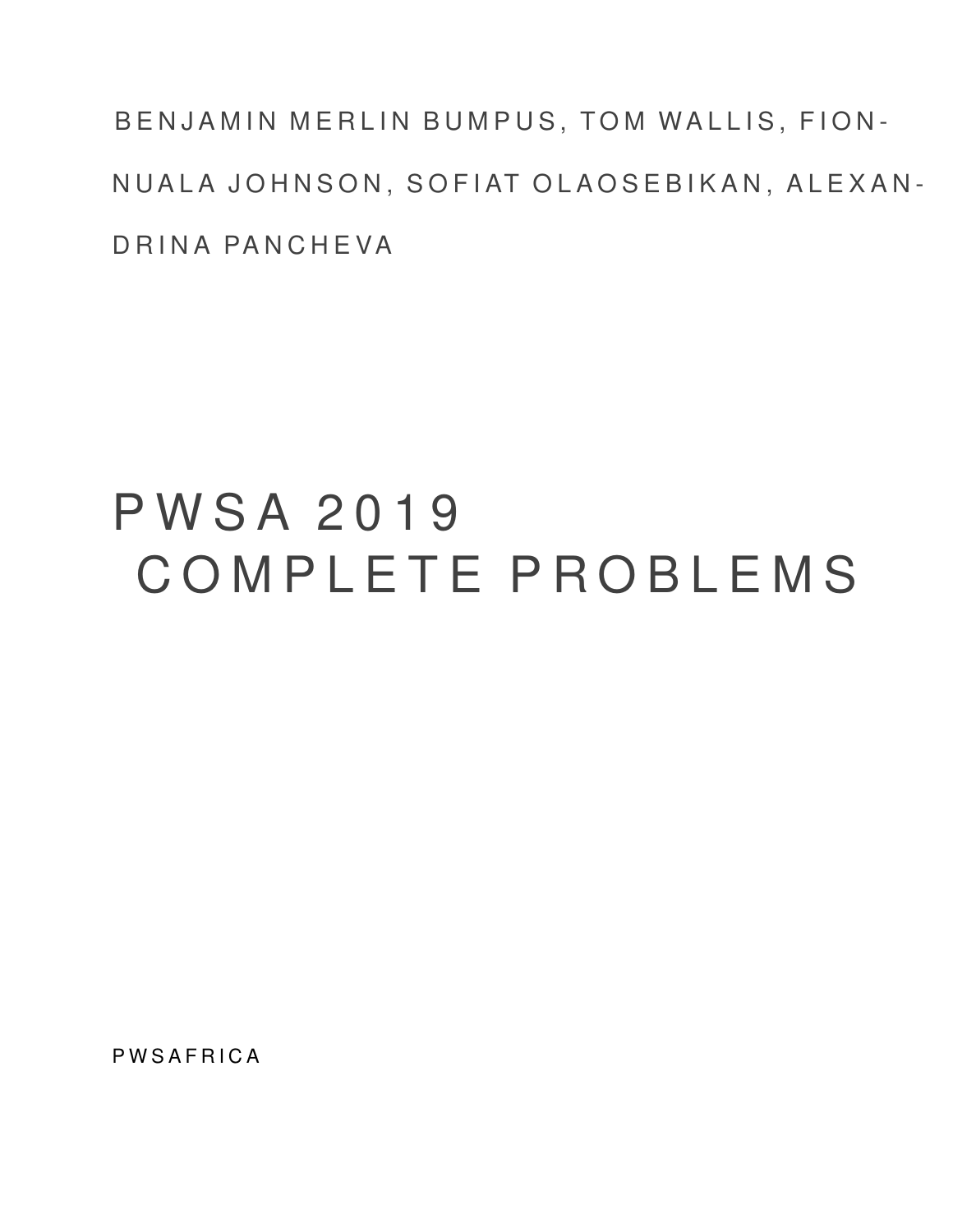BENJAMIN MERLIN BUMPUS, TOM WALLIS, FIONNUALA JOHNSON, SOFIAT OLAOSEBIKAN, ALEXANDRINA PANCHEVA

# PWSA 2019 COMPLETE PROBLEMS

PWSAFRICA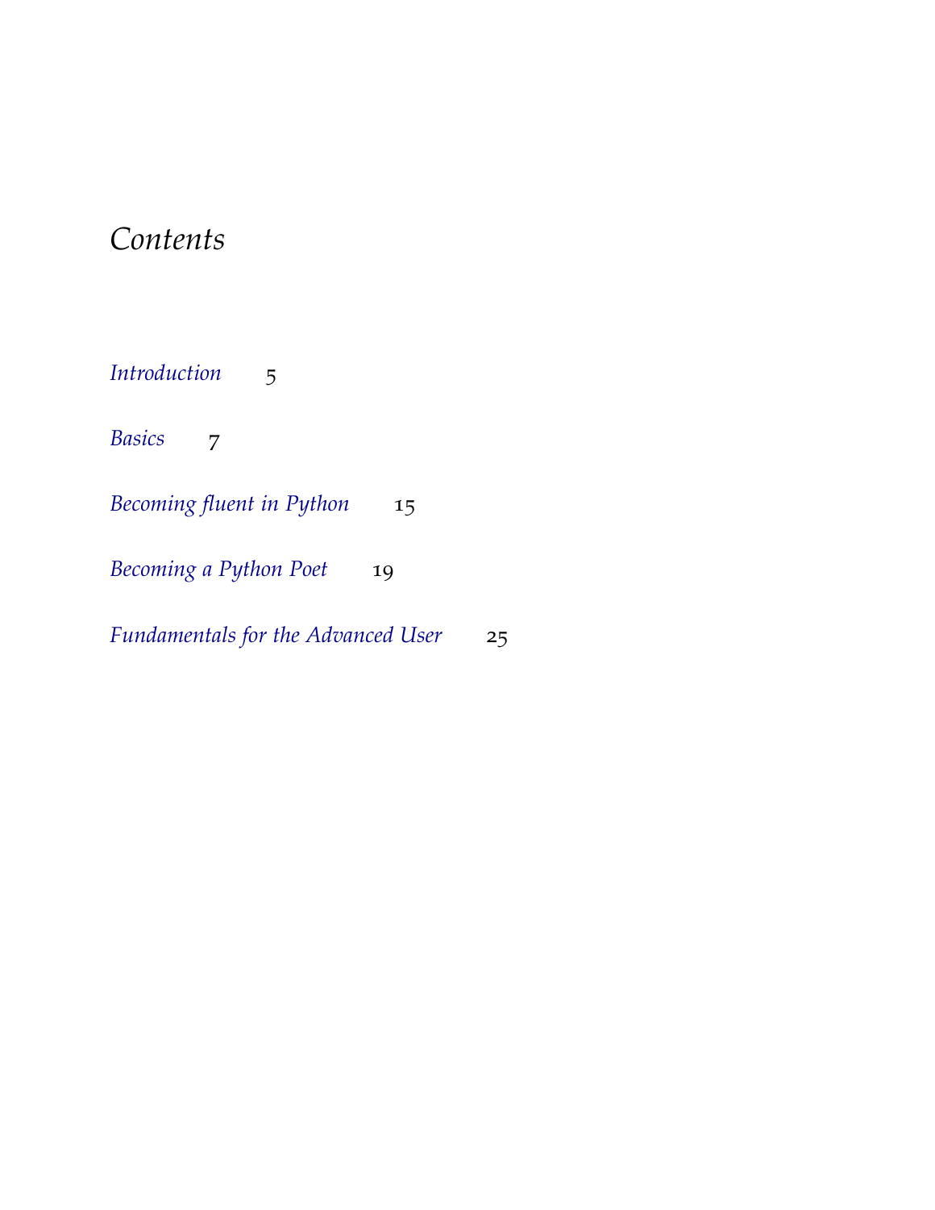# *Contents*

*Introduction* 5

*Basics* 7

*Becoming fluent in Python* 15

*Becoming a Python Poet* 19

*Fundamentals for the Advanced User* 25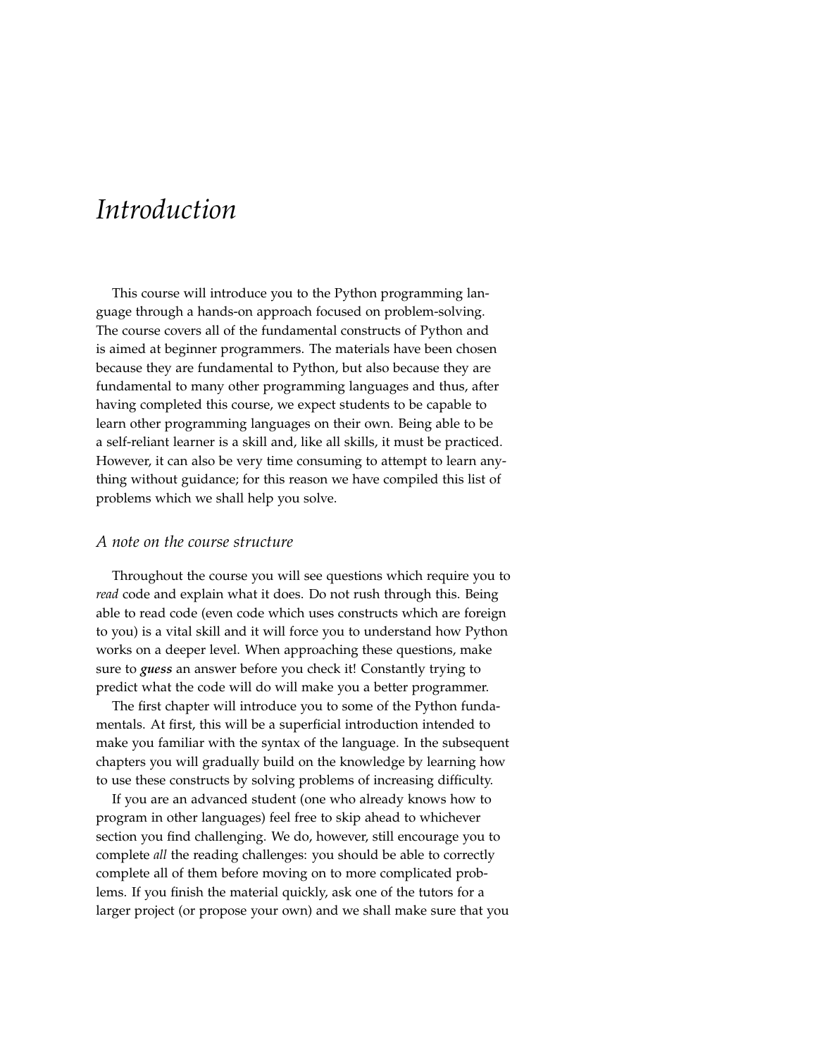# *Introduction*

This course will introduce you to the Python programming language through a hands-on approach focused on problem-solving. The course covers all of the fundamental constructs of Python and is aimed at beginner programmers. The materials have been chosen because they are fundamental to Python, but also because they are fundamental to many other programming languages and thus, after having completed this course, we expect students to be capable to learn other programming languages on their own. Being able to be a self-reliant learner is a skill and, like all skills, it must be practiced. However, it can also be very time consuming to attempt to learn anything without guidance; for this reason we have compiled this list of problems which we shall help you solve.

## *A note on the course structure*

Throughout the course you will see questions which require you to *read* code and explain what it does. Do not rush through this. Being able to read code (even code which uses constructs which are foreign to you) is a vital skill and it will force you to understand how Python works on a deeper level. When approaching these questions, make sure to ***guess*** an answer before you check it! Constantly trying to predict what the code will do will make you a better programmer.

The first chapter will introduce you to some of the Python fundamentals. At first, this will be a superficial introduction intended to make you familiar with the syntax of the language. In the subsequent chapters you will gradually build on the knowledge by learning how to use these constructs by solving problems of increasing difficulty.

If you are an advanced student (one who already knows how to program in other languages) feel free to skip ahead to whichever section you find challenging. We do, however, still encourage you to complete *all* the reading challenges: you should be able to correctly complete all of them before moving on to more complicated problems. If you finish the material quickly, ask one of the tutors for a larger project (or propose your own) and we shall make sure that you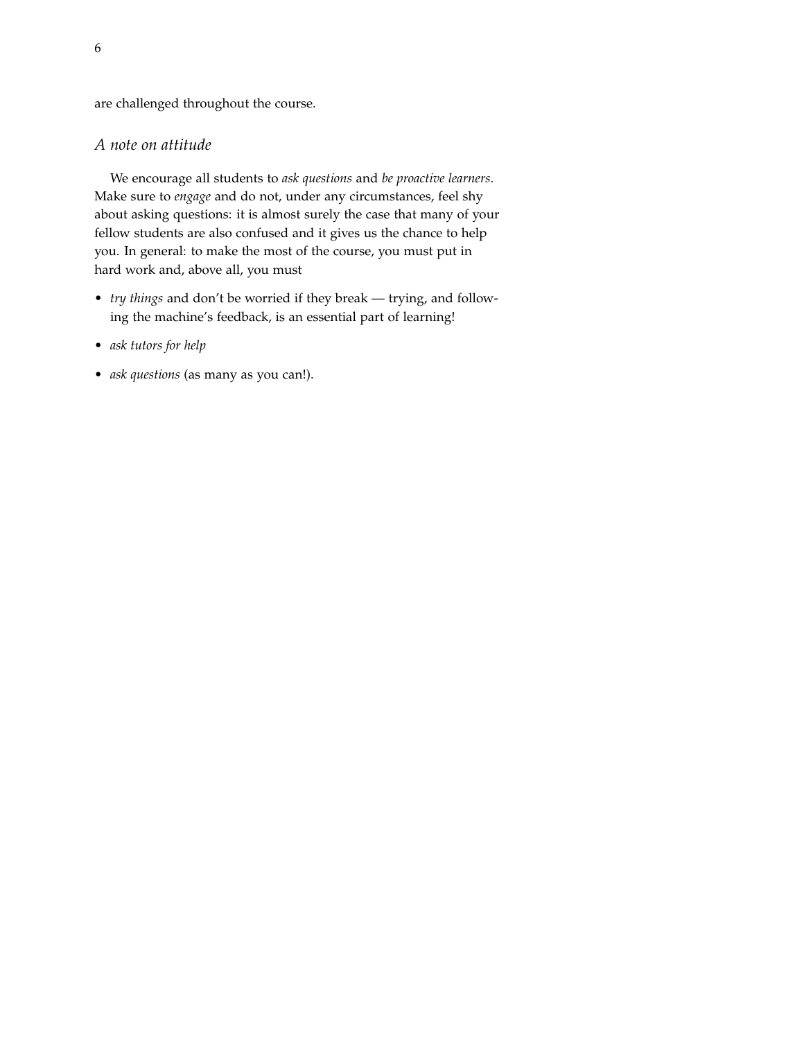are challenged throughout the course.

## *A note on attitude*

We encourage all students to *ask questions* and *be proactive learners*. Make sure to *engage* and do not, under any circumstances, feel shy about asking questions: it is almost surely the case that many of your fellow students are also confused and it gives us the chance to help you. In general: to make the most of the course, you must put in hard work and, above all, you must

- *try things* and don't be worried if they break — trying, and following the machine's feedback, is an essential part of learning!
- *ask tutors for help*
- *ask questions* (as many as you can!).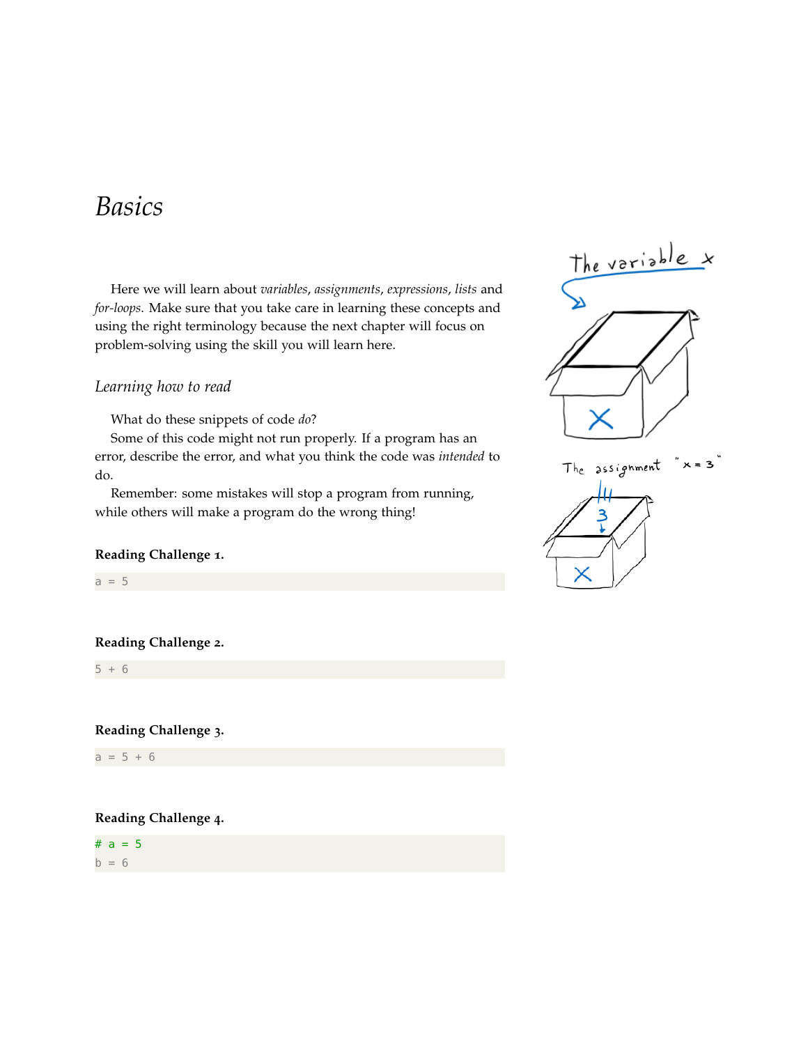# *Basics*

Here we will learn about *variables*, *assignments*, *expressions*, *lists* and *for-loops*. Make sure that you take care in learning these concepts and using the right terminology because the next chapter will focus on problem-solving using the skill you will learn here.

## *Learning how to read*

What do these snippets of code *do*?

Some of this code might not run properly. If a program has an error, describe the error, and what you think the code was *intended* to do.

Remember: some mistakes will stop a program from running, while others will make a program do the wrong thing!

**Reading Challenge 1.**

```
a = 5
```

**Reading Challenge 2.**

```
5 + 6
```

**Reading Challenge 3.**

```
a = 5 + 6
```

**Reading Challenge 4.**

```
# a = 5
b = 6
```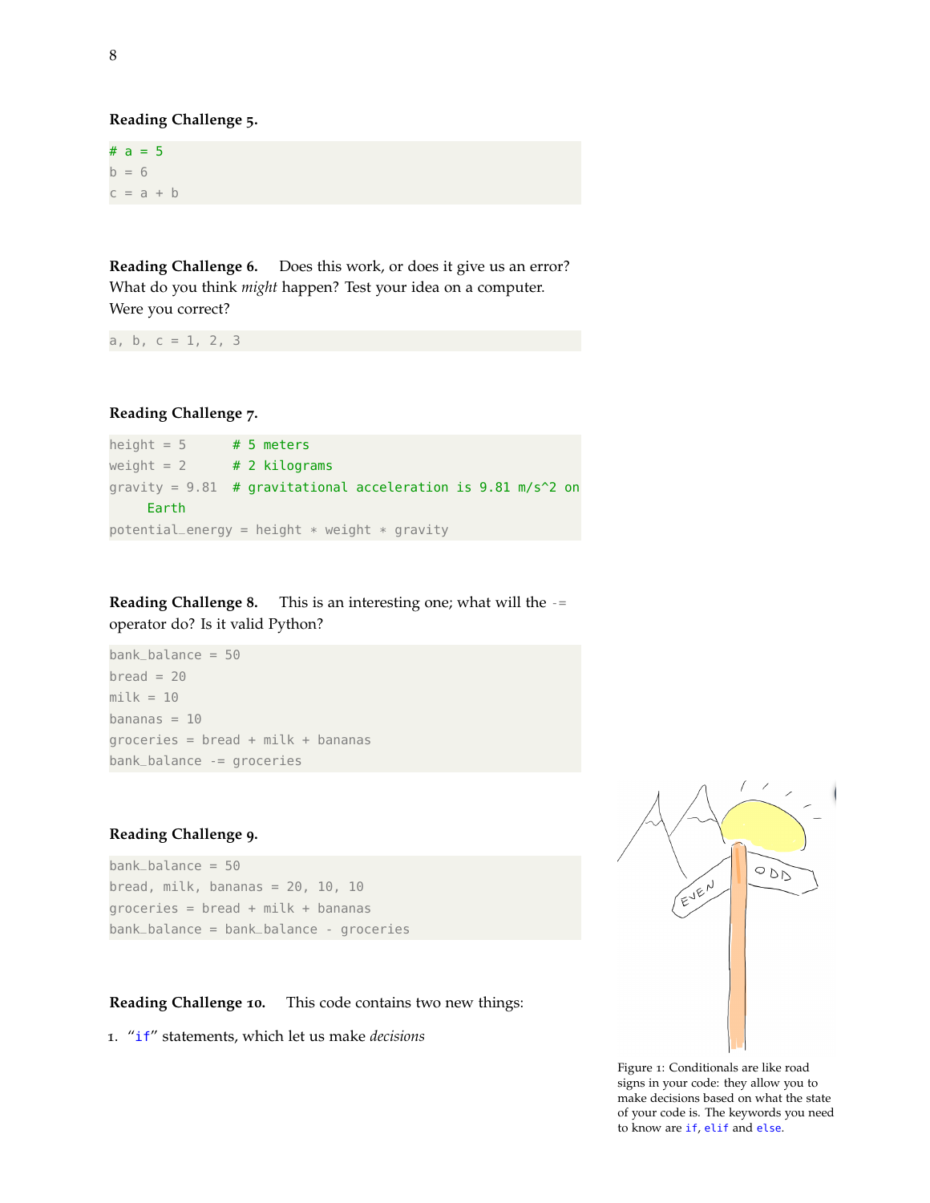**Reading Challenge 5.**

```
# a = 5
b = 6
c = a + b
```

**Reading Challenge 6.** Does this work, or does it give us an error? What do you think *might* happen? Test your idea on a computer. Were you correct?

```
a, b, c = 1, 2, 3
```

**Reading Challenge 7.**

```
height = 5      # 5 meters
weight = 2      # 2 kilograms
gravity = 9.81  # gravitational acceleration is 9.81 m/s^2 on
     Earth
potential_energy = height * weight * gravity
```

**Reading Challenge 8.** This is an interesting one; what will the `-=` operator do? Is it valid Python?

```
bank_balance = 50
bread = 20
milk = 10
bananas = 10
groceries = bread + milk + bananas
bank_balance -= groceries
```

**Reading Challenge 9.**

```
bank_balance = 50
bread, milk, bananas = 20, 10, 10
groceries = bread + milk + bananas
bank_balance = bank_balance - groceries
```

**Reading Challenge 10.** This code contains two new things:

1. "`if`" statements, which let us make *decisions*

Figure 1: Conditionals are like road signs in your code: they allow you to make decisions based on what the state of your code is. The keywords you need to know are `if`, `elif` and `else`.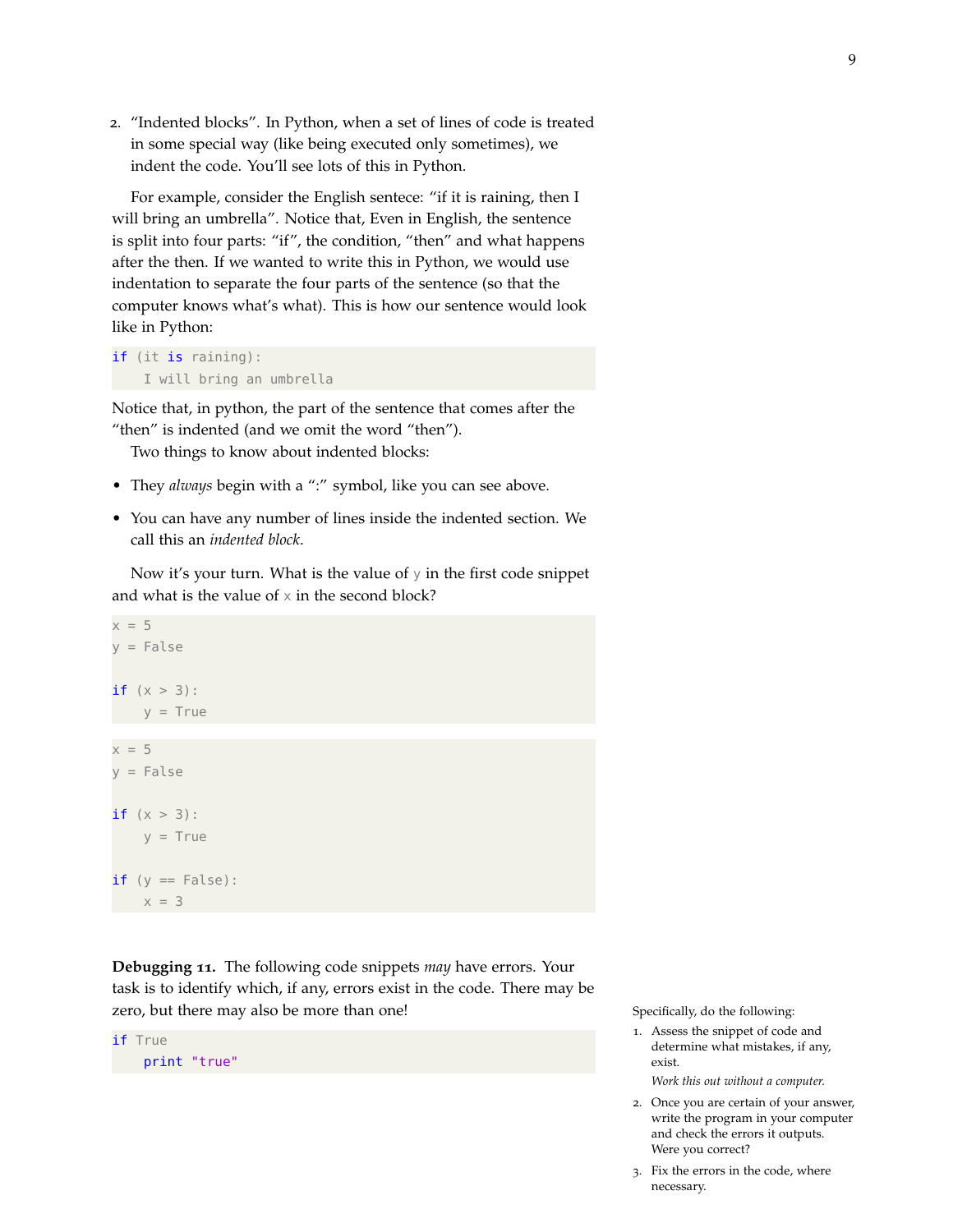2. "Indented blocks". In Python, when a set of lines of code is treated in some special way (like being executed only sometimes), we indent the code. You'll see lots of this in Python.

For example, consider the English sentece: "if it is raining, then I will bring an umbrella". Notice that, Even in English, the sentence is split into four parts: "if", the condition, "then" and what happens after the then. If we wanted to write this in Python, we would use indentation to separate the four parts of the sentence (so that the computer knows what's what). This is how our sentence would look like in Python:

```
if (it is raining):
    I will bring an umbrella
```

Notice that, in python, the part of the sentence that comes after the "then" is indented (and we omit the word "then").

Two things to know about indented blocks:

- They *always* begin with a ":" symbol, like you can see above.
- You can have any number of lines inside the indented section. We call this an *indented block*.

Now it's your turn. What is the value of `y` in the first code snippet and what is the value of `x` in the second block?

```
x = 5
y = False

if (x > 3):
    y = True
```

```
x = 5
y = False

if (x > 3):
    y = True

if (y == False):
    x = 3
```

**Debugging 11.** The following code snippets *may* have errors. Your task is to identify which, if any, errors exist in the code. There may be zero, but there may also be more than one!

```
if True
    print "true"
```

Specifically, do the following:

1. Assess the snippet of code and determine what mistakes, if any, exist.

   *Work this out without a computer.*

2. Once you are certain of your answer, write the program in your computer and check the errors it outputs. Were you correct?

3. Fix the errors in the code, where necessary.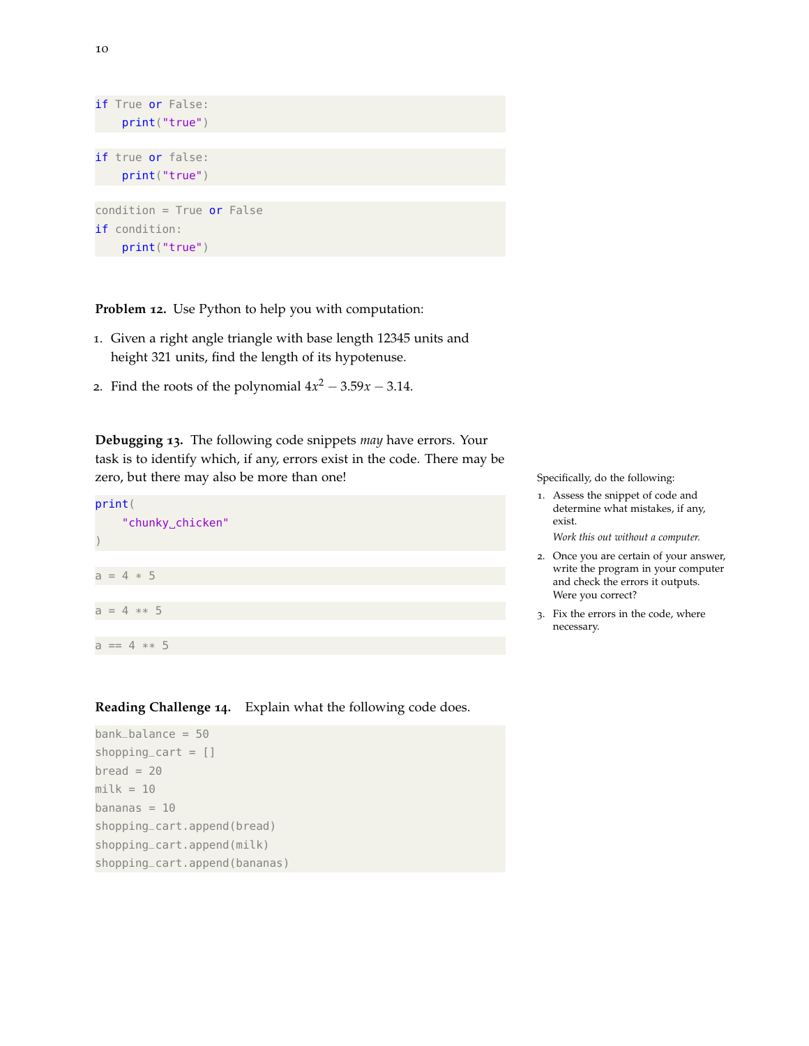```python
if True or False:
    print("true")
```

```python
if true or false:
    print("true")
```

```python
condition = True or False
if condition:
    print("true")
```

**Problem 12.** Use Python to help you with computation:

1. Given a right angle triangle with base length 12345 units and height 321 units, find the length of its hypotenuse.
2. Find the roots of the polynomial $4x^2 - 3.59x - 3.14$.

**Debugging 13.** The following code snippets *may* have errors. Your task is to identify which, if any, errors exist in the code. There may be zero, but there may also be more than one!

Specifically, do the following:

1. Assess the snippet of code and determine what mistakes, if any, exist.

   *Work this out without a computer.*
2. Once you are certain of your answer, write the program in your computer and check the errors it outputs. Were you correct?
3. Fix the errors in the code, where necessary.

```python
print(
    "chunky␣chicken"
)
```

```python
a = 4 * 5
```

```python
a = 4 ** 5
```

```python
a == 4 ** 5
```

**Reading Challenge 14.** Explain what the following code does.

```python
bank_balance = 50
shopping_cart = []
bread = 20
milk = 10
bananas = 10
shopping_cart.append(bread)
shopping_cart.append(milk)
shopping_cart.append(bananas)
```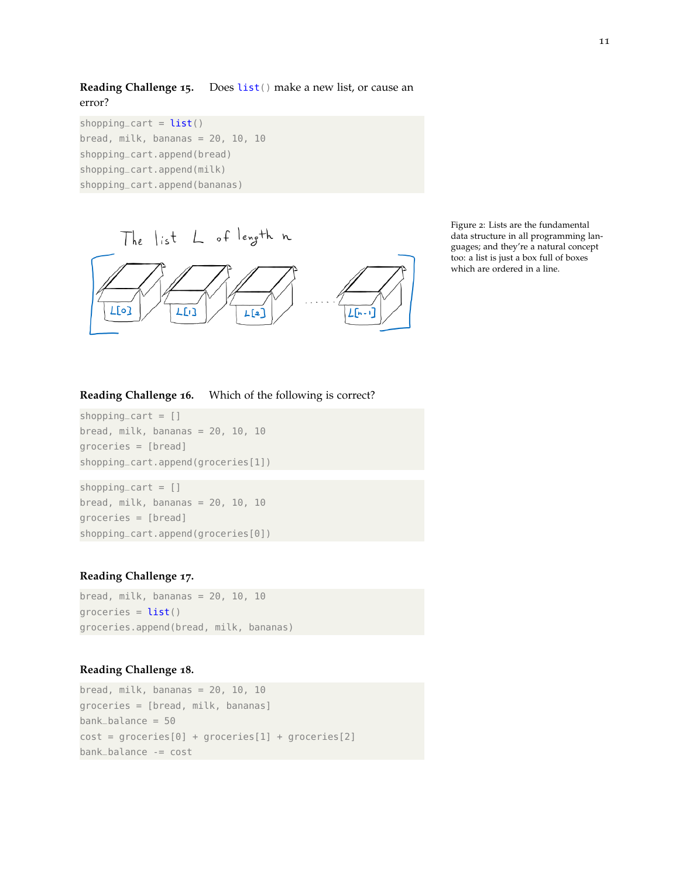**Reading Challenge 15.** Does `list()` make a new list, or cause an error?

```
shopping_cart = list()
bread, milk, bananas = 20, 10, 10
shopping_cart.append(bread)
shopping_cart.append(milk)
shopping_cart.append(bananas)
```

Figure 2: Lists are the fundamental data structure in all programming languages; and they're a natural concept too: a list is just a box full of boxes which are ordered in a line.

**Reading Challenge 16.** Which of the following is correct?

```
shopping_cart = []
bread, milk, bananas = 20, 10, 10
groceries = [bread]
shopping_cart.append(groceries[1])
```

```
shopping_cart = []
bread, milk, bananas = 20, 10, 10
groceries = [bread]
shopping_cart.append(groceries[0])
```

**Reading Challenge 17.**

```
bread, milk, bananas = 20, 10, 10
groceries = list()
groceries.append(bread, milk, bananas)
```

**Reading Challenge 18.**

```
bread, milk, bananas = 20, 10, 10
groceries = [bread, milk, bananas]
bank_balance = 50
cost = groceries[0] + groceries[1] + groceries[2]
bank_balance -= cost
```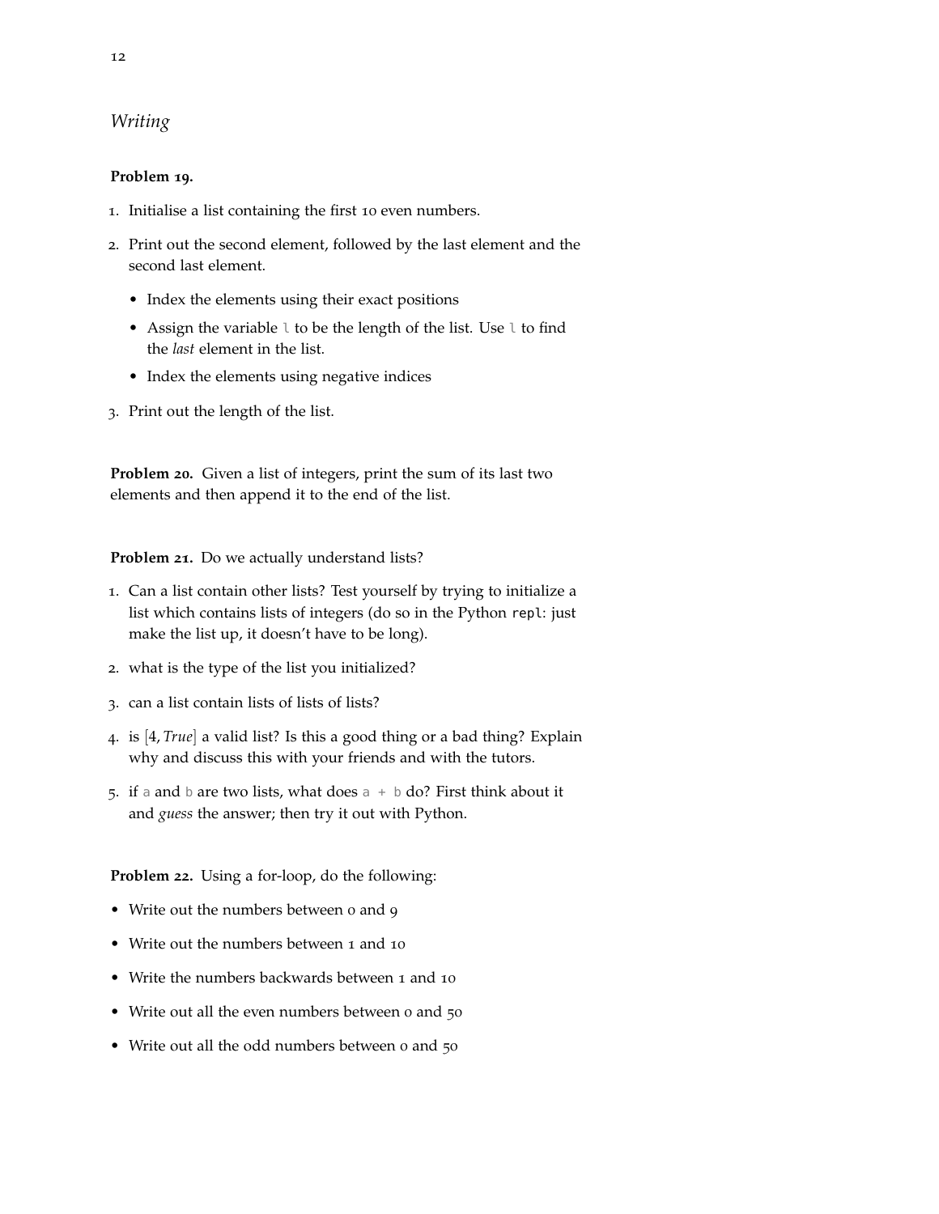## *Writing*

**Problem 19.**

1. Initialise a list containing the first 10 even numbers.
2. Print out the second element, followed by the last element and the second last element.
   - Index the elements using their exact positions
   - Assign the variable `l` to be the length of the list. Use `l` to find the *last* element in the list.
   - Index the elements using negative indices
3. Print out the length of the list.

**Problem 20.** Given a list of integers, print the sum of its last two elements and then append it to the end of the list.

**Problem 21.** Do we actually understand lists?

1. Can a list contain other lists? Test yourself by trying to initialize a list which contains lists of integers (do so in the Python `repl`: just make the list up, it doesn't have to be long).
2. what is the type of the list you initialized?
3. can a list contain lists of lists of lists?
4. is $[4, \textit{True}]$ a valid list? Is this a good thing or a bad thing? Explain why and discuss this with your friends and with the tutors.
5. if `a` and `b` are two lists, what does `a + b` do? First think about it and *guess* the answer; then try it out with Python.

**Problem 22.** Using a for-loop, do the following:

- Write out the numbers between 0 and 9
- Write out the numbers between 1 and 10
- Write the numbers backwards between 1 and 10
- Write out all the even numbers between 0 and 50
- Write out all the odd numbers between 0 and 50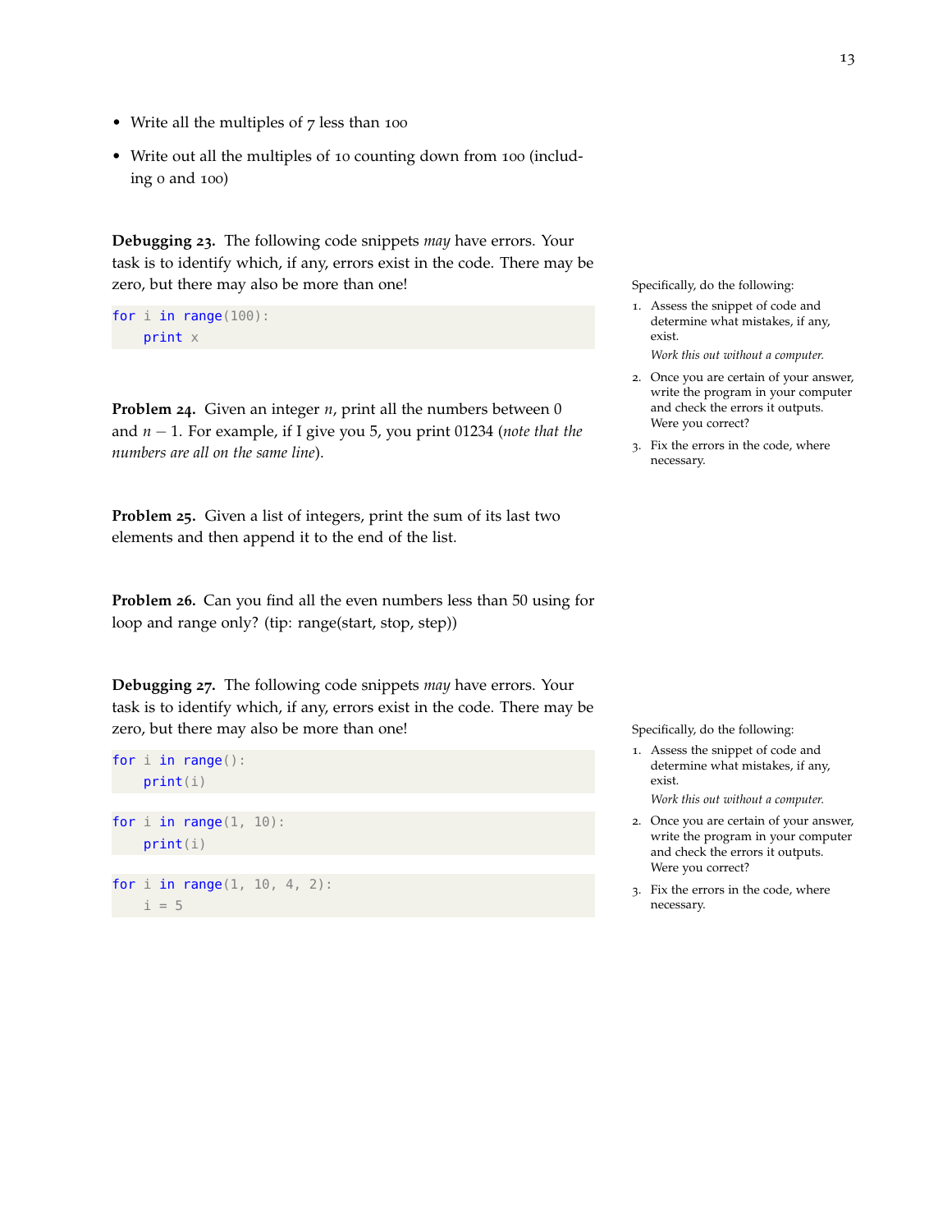- Write all the multiples of 7 less than 100
- Write out all the multiples of 10 counting down from 100 (including 0 and 100)

**Debugging 23.** The following code snippets *may* have errors. Your task is to identify which, if any, errors exist in the code. There may be zero, but there may also be more than one!

```
for i in range(100):
    print x
```

Specifically, do the following:

1. Assess the snippet of code and determine what mistakes, if any, exist.

   *Work this out without a computer.*

2. Once you are certain of your answer, write the program in your computer and check the errors it outputs. Were you correct?
3. Fix the errors in the code, where necessary.

**Problem 24.** Given an integer $n$, print all the numbers between 0 and $n - 1$. For example, if I give you 5, you print 01234 (*note that the numbers are all on the same line*).

**Problem 25.** Given a list of integers, print the sum of its last two elements and then append it to the end of the list.

**Problem 26.** Can you find all the even numbers less than 50 using for loop and range only? (tip: range(start, stop, step))

**Debugging 27.** The following code snippets *may* have errors. Your task is to identify which, if any, errors exist in the code. There may be zero, but there may also be more than one!

```
for i in range():
    print(i)
```

```
for i in range(1, 10):
    print(i)
```

```
for i in range(1, 10, 4, 2):
    i = 5
```

Specifically, do the following:

1. Assess the snippet of code and determine what mistakes, if any, exist.

   *Work this out without a computer.*

2. Once you are certain of your answer, write the program in your computer and check the errors it outputs. Were you correct?
3. Fix the errors in the code, where necessary.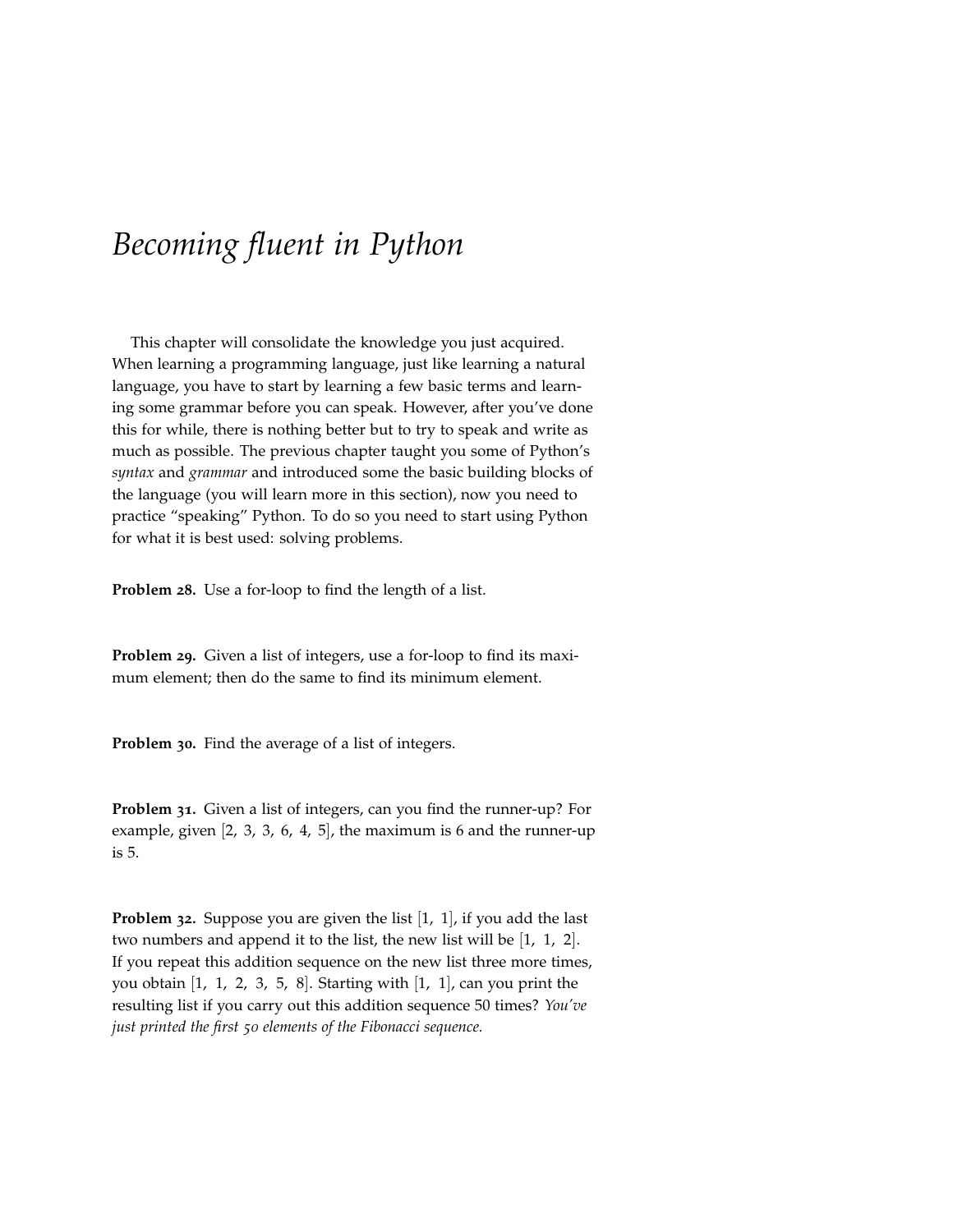# *Becoming fluent in Python*

This chapter will consolidate the knowledge you just acquired. When learning a programming language, just like learning a natural language, you have to start by learning a few basic terms and learning some grammar before you can speak. However, after you've done this for while, there is nothing better but to try to speak and write as much as possible. The previous chapter taught you some of Python's *syntax* and *grammar* and introduced some the basic building blocks of the language (you will learn more in this section), now you need to practice "speaking" Python. To do so you need to start using Python for what it is best used: solving problems.

**Problem 28.** Use a for-loop to find the length of a list.

**Problem 29.** Given a list of integers, use a for-loop to find its maximum element; then do the same to find its minimum element.

**Problem 30.** Find the average of a list of integers.

**Problem 31.** Given a list of integers, can you find the runner-up? For example, given [2, 3, 3, 6, 4, 5], the maximum is 6 and the runner-up is 5.

**Problem 32.** Suppose you are given the list [1, 1], if you add the last two numbers and append it to the list, the new list will be [1, 1, 2]. If you repeat this addition sequence on the new list three more times, you obtain [1, 1, 2, 3, 5, 8]. Starting with [1, 1], can you print the resulting list if you carry out this addition sequence 50 times? *You've just printed the first 50 elements of the Fibonacci sequence.*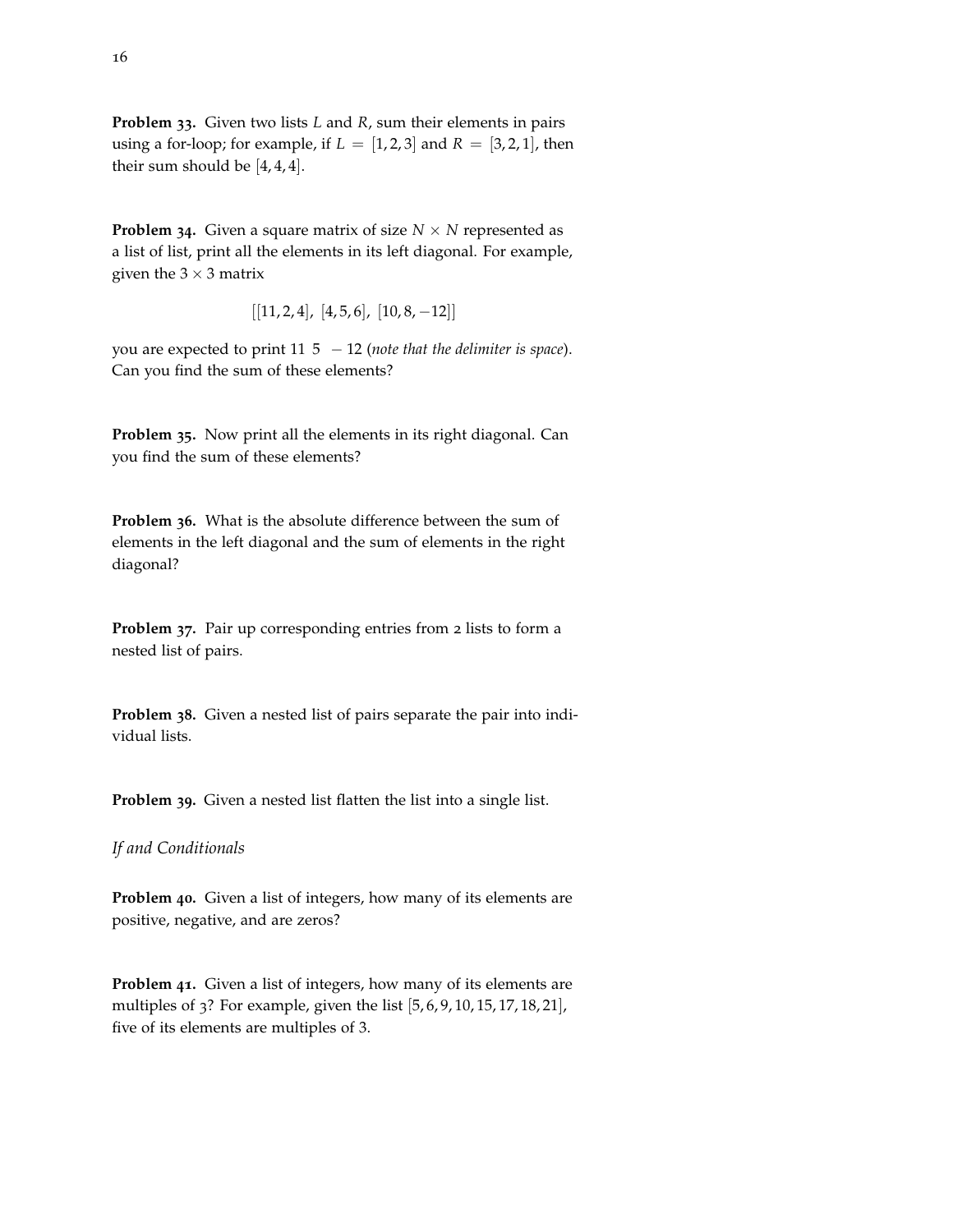**Problem 33.** Given two lists $L$ and $R$, sum their elements in pairs using a for-loop; for example, if $L = [1, 2, 3]$ and $R = [3, 2, 1]$, then their sum should be $[4, 4, 4]$.

**Problem 34.** Given a square matrix of size $N \times N$ represented as a list of list, print all the elements in its left diagonal. For example, given the $3 \times 3$ matrix

$$[[11, 2, 4],\ [4, 5, 6],\ [10, 8, -12]]$$

you are expected to print $11\ \ 5\ \ -12$ (*note that the delimiter is space*). Can you find the sum of these elements?

**Problem 35.** Now print all the elements in its right diagonal. Can you find the sum of these elements?

**Problem 36.** What is the absolute difference between the sum of elements in the left diagonal and the sum of elements in the right diagonal?

**Problem 37.** Pair up corresponding entries from 2 lists to form a nested list of pairs.

**Problem 38.** Given a nested list of pairs separate the pair into individual lists.

**Problem 39.** Given a nested list flatten the list into a single list.

*If and Conditionals*

**Problem 40.** Given a list of integers, how many of its elements are positive, negative, and are zeros?

**Problem 41.** Given a list of integers, how many of its elements are multiples of 3? For example, given the list $[5, 6, 9, 10, 15, 17, 18, 21]$, five of its elements are multiples of 3.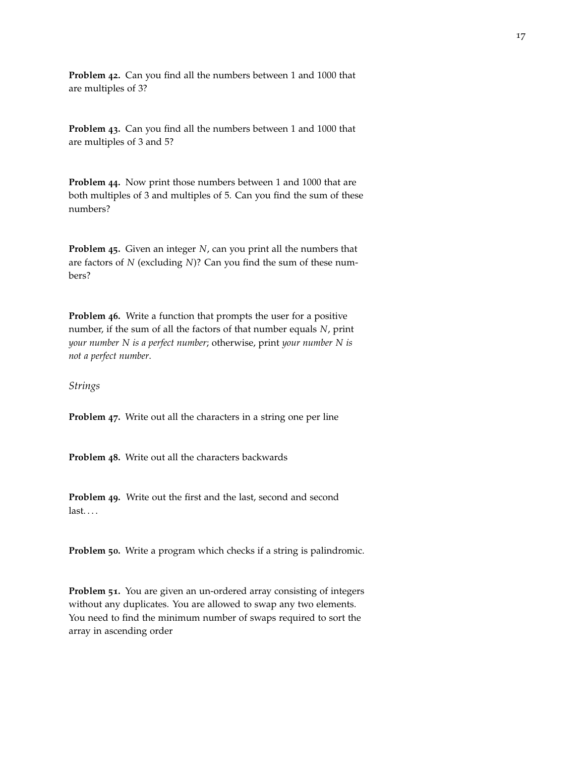**Problem 42.** Can you find all the numbers between 1 and 1000 that are multiples of 3?

**Problem 43.** Can you find all the numbers between 1 and 1000 that are multiples of 3 and 5?

**Problem 44.** Now print those numbers between 1 and 1000 that are both multiples of 3 and multiples of 5. Can you find the sum of these numbers?

**Problem 45.** Given an integer $N$, can you print all the numbers that are factors of $N$ (excluding $N$)? Can you find the sum of these numbers?

**Problem 46.** Write a function that prompts the user for a positive number, if the sum of all the factors of that number equals $N$, print *your number N is a perfect number*; otherwise, print *your number N is not a perfect number*.

*Strings*

**Problem 47.** Write out all the characters in a string one per line

**Problem 48.** Write out all the characters backwards

**Problem 49.** Write out the first and the last, second and second last. . . .

**Problem 50.** Write a program which checks if a string is palindromic.

**Problem 51.** You are given an un-ordered array consisting of integers without any duplicates. You are allowed to swap any two elements. You need to find the minimum number of swaps required to sort the array in ascending order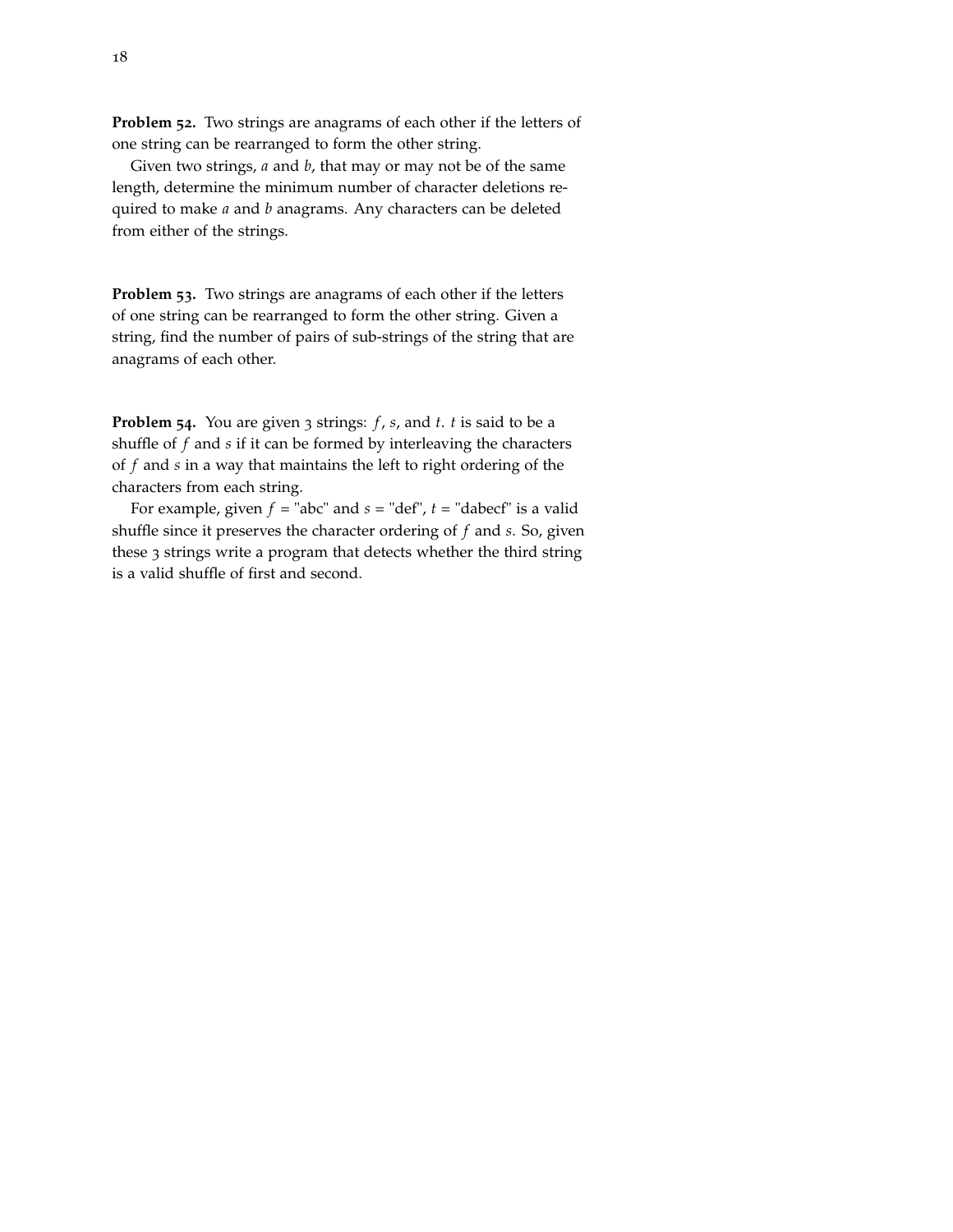**Problem 52.** Two strings are anagrams of each other if the letters of one string can be rearranged to form the other string.

Given two strings, $a$ and $b$, that may or may not be of the same length, determine the minimum number of character deletions required to make $a$ and $b$ anagrams. Any characters can be deleted from either of the strings.

**Problem 53.** Two strings are anagrams of each other if the letters of one string can be rearranged to form the other string. Given a string, find the number of pairs of sub-strings of the string that are anagrams of each other.

**Problem 54.** You are given 3 strings: $f$, $s$, and $t$. $t$ is said to be a shuffle of $f$ and $s$ if it can be formed by interleaving the characters of $f$ and $s$ in a way that maintains the left to right ordering of the characters from each string.

For example, given $f$ = "abc" and $s$ = "def", $t$ = "dabecf" is a valid shuffle since it preserves the character ordering of $f$ and $s$. So, given these 3 strings write a program that detects whether the third string is a valid shuffle of first and second.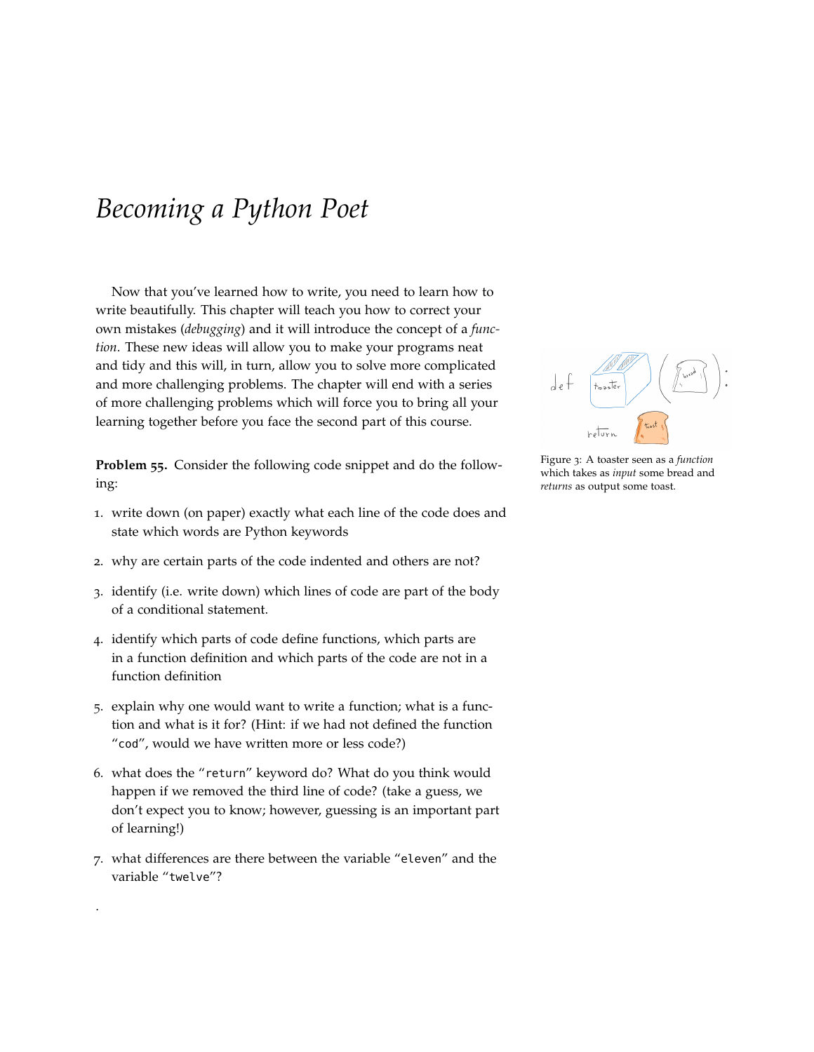# Becoming a Python Poet

Now that you've learned how to write, you need to learn how to write beautifully. This chapter will teach you how to correct your own mistakes (*debugging*) and it will introduce the concept of a *function*. These new ideas will allow you to make your programs neat and tidy and this will, in turn, allow you to solve more complicated and more challenging problems. The chapter will end with a series of more challenging problems which will force you to bring all your learning together before you face the second part of this course.

Figure 3: A toaster seen as a *function* which takes as *input* some bread and *returns* as output some toast.

**Problem 55.** Consider the following code snippet and do the following:

1. write down (on paper) exactly what each line of the code does and state which words are Python keywords
2. why are certain parts of the code indented and others are not?
3. identify (i.e. write down) which lines of code are part of the body of a conditional statement.
4. identify which parts of code define functions, which parts are in a function definition and which parts of the code are not in a function definition
5. explain why one would want to write a function; what is a function and what is it for? (Hint: if we had not defined the function "`cod`", would we have written more or less code?)
6. what does the "`return`" keyword do? What do you think would happen if we removed the third line of code? (take a guess, we don't expect you to know; however, guessing is an important part of learning!)
7. what differences are there between the variable "`eleven`" and the variable "`twelve`"?

.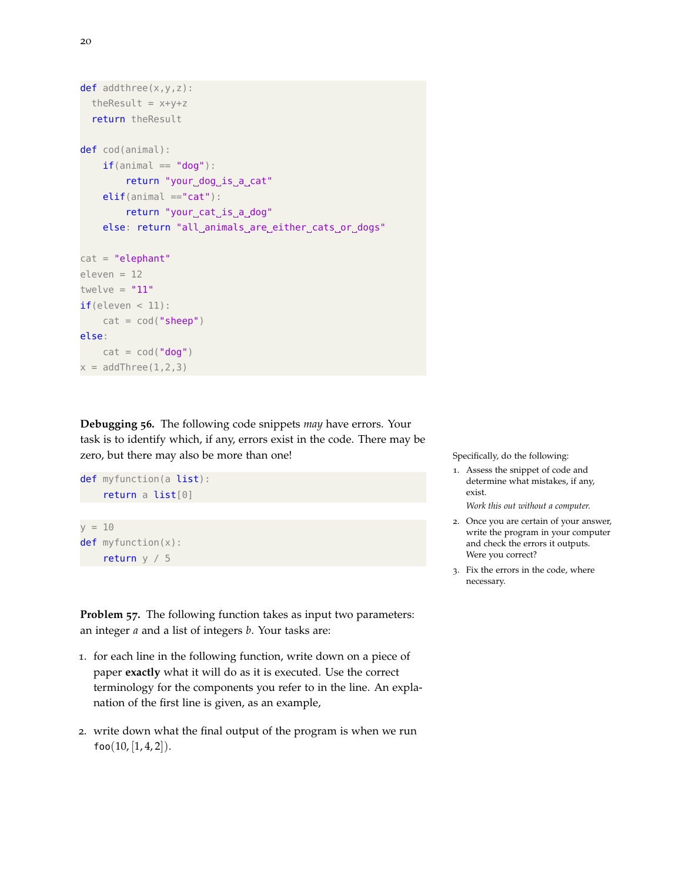```
def addthree(x,y,z):
  theResult = x+y+z
  return theResult

def cod(animal):
    if(animal == "dog"):
        return "your dog is a cat"
    elif(animal =="cat"):
        return "your cat is a dog"
    else: return "all animals are either cats or dogs"

cat = "elephant"
eleven = 12
twelve = "11"
if(eleven < 11):
    cat = cod("sheep")
else:
    cat = cod("dog")
x = addThree(1,2,3)
```

**Debugging 56.** The following code snippets *may* have errors. Your task is to identify which, if any, errors exist in the code. There may be zero, but there may also be more than one!

Specifically, do the following:

1. Assess the snippet of code and determine what mistakes, if any, exist.

   *Work this out without a computer.*

2. Once you are certain of your answer, write the program in your computer and check the errors it outputs. Were you correct?

3. Fix the errors in the code, where necessary.

```
def myfunction(a list):
    return a list[0]
```

```
y = 10
def myfunction(x):
    return y / 5
```

**Problem 57.** The following function takes as input two parameters: an integer $a$ and a list of integers $b$. Your tasks are:

1. for each line in the following function, write down on a piece of paper **exactly** what it will do as it is executed. Use the correct terminology for the components you refer to in the line. An explanation of the first line is given, as an example,

2. write down what the final output of the program is when we run `foo`$(10, [1, 4, 2])$.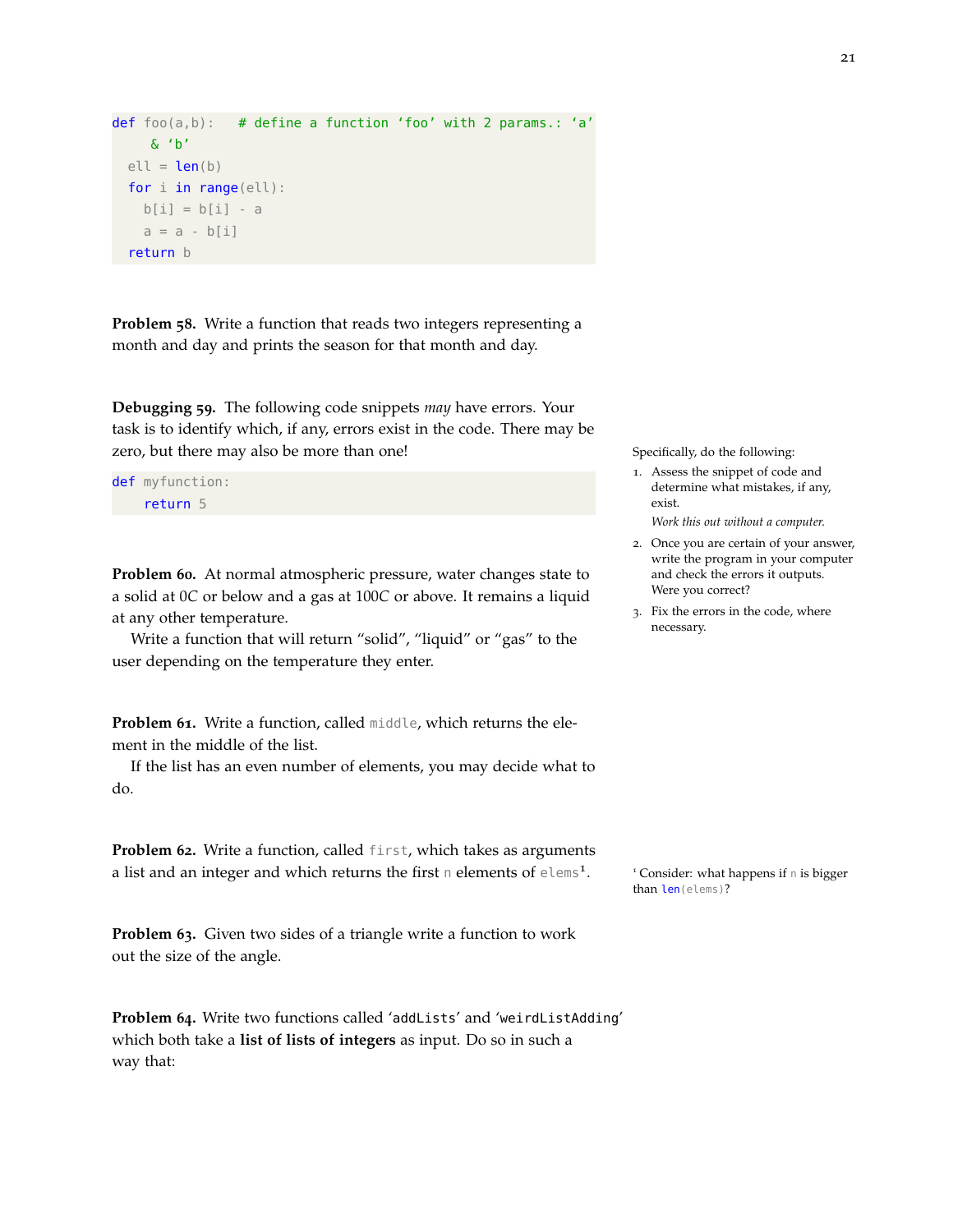```
def foo(a,b):   # define a function 'foo' with 2 params.: 'a'
     & 'b'
  ell = len(b)
  for i in range(ell):
    b[i] = b[i] - a
    a = a - b[i]
  return b
```

**Problem 58.** Write a function that reads two integers representing a month and day and prints the season for that month and day.

**Debugging 59.** The following code snippets *may* have errors. Your task is to identify which, if any, errors exist in the code. There may be zero, but there may also be more than one!

```
def myfunction:
    return 5
```

Specifically, do the following:

1. Assess the snippet of code and determine what mistakes, if any, exist.

   *Work this out without a computer.*
2. Once you are certain of your answer, write the program in your computer and check the errors it outputs. Were you correct?
3. Fix the errors in the code, where necessary.

**Problem 60.** At normal atmospheric pressure, water changes state to a solid at $0C$ or below and a gas at $100C$ or above. It remains a liquid at any other temperature.

Write a function that will return "solid", "liquid" or "gas" to the user depending on the temperature they enter.

**Problem 61.** Write a function, called `middle`, which returns the element in the middle of the list.

If the list has an even number of elements, you may decide what to do.

**Problem 62.** Write a function, called `first`, which takes as arguments a list and an integer and which returns the first `n` elements of `elems`[1].

[1] Consider: what happens if `n` is bigger than `len(elems)`?

**Problem 63.** Given two sides of a triangle write a function to work out the size of the angle.

**Problem 64.** Write two functions called '`addLists`' and '`weirdListAdding`' which both take a **list of lists of integers** as input. Do so in such a way that: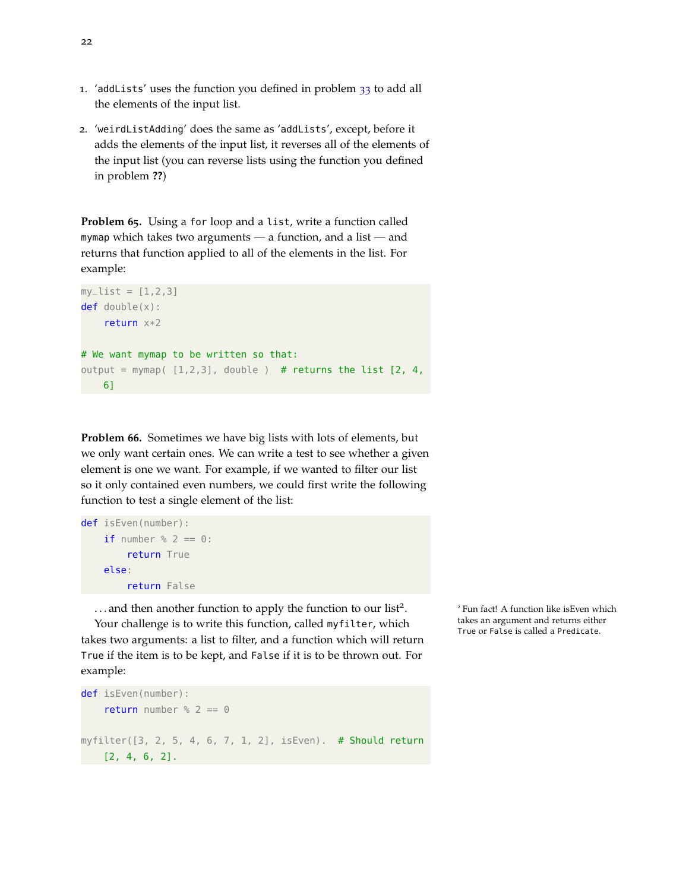1. '`addLists`' uses the function you defined in problem 33 to add all the elements of the input list.

2. '`weirdListAdding`' does the same as '`addLists`', except, before it adds the elements of the input list, it reverses all of the elements of the input list (you can reverse lists using the function you defined in problem **??**)

**Problem 65.** Using a `for` loop and a `list`, write a function called `mymap` which takes two arguments — a function, and a list — and returns that function applied to all of the elements in the list. For example:

```
my_list = [1,2,3]
def double(x):
    return x*2

# We want mymap to be written so that:
output = mymap( [1,2,3], double )  # returns the list [2, 4,
    6]
```

**Problem 66.** Sometimes we have big lists with lots of elements, but we only want certain ones. We can write a test to see whether a given element is one we want. For example, if we wanted to filter our list so it only contained even numbers, we could first write the following function to test a single element of the list:

```
def isEven(number):
    if number % 2 == 0:
        return True
    else:
        return False
```

...and then another function to apply the function to our list[2].

Your challenge is to write this function, called `myfilter`, which takes two arguments: a list to filter, and a function which will return `True` if the item is to be kept, and `False` if it is to be thrown out. For example:

```
def isEven(number):
    return number % 2 == 0

myfilter([3, 2, 5, 4, 6, 7, 1, 2], isEven).  # Should return
    [2, 4, 6, 2].
```

[2] Fun fact! A function like isEven which takes an argument and returns either `True` or `False` is called a `Predicate`.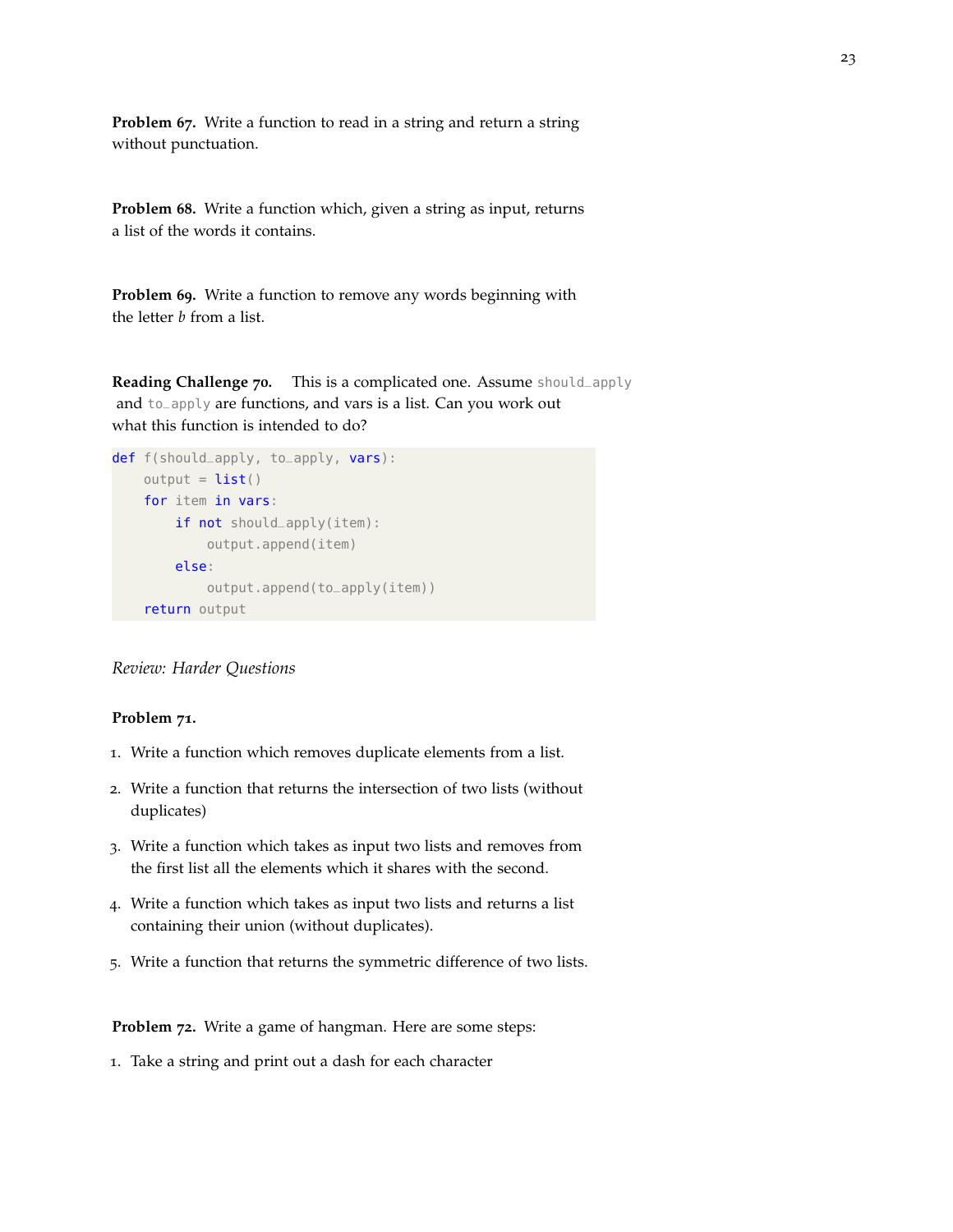**Problem 67.** Write a function to read in a string and return a string without punctuation.

**Problem 68.** Write a function which, given a string as input, returns a list of the words it contains.

**Problem 69.** Write a function to remove any words beginning with the letter *b* from a list.

**Reading Challenge 70.** This is a complicated one. Assume `should_apply` and `to_apply` are functions, and vars is a list. Can you work out what this function is intended to do?

```
def f(should_apply, to_apply, vars):
    output = list()
    for item in vars:
        if not should_apply(item):
            output.append(item)
        else:
            output.append(to_apply(item))
    return output
```

*Review: Harder Questions*

**Problem 71.**

1. Write a function which removes duplicate elements from a list.
2. Write a function that returns the intersection of two lists (without duplicates)
3. Write a function which takes as input two lists and removes from the first list all the elements which it shares with the second.
4. Write a function which takes as input two lists and returns a list containing their union (without duplicates).
5. Write a function that returns the symmetric difference of two lists.

**Problem 72.** Write a game of hangman. Here are some steps:

1. Take a string and print out a dash for each character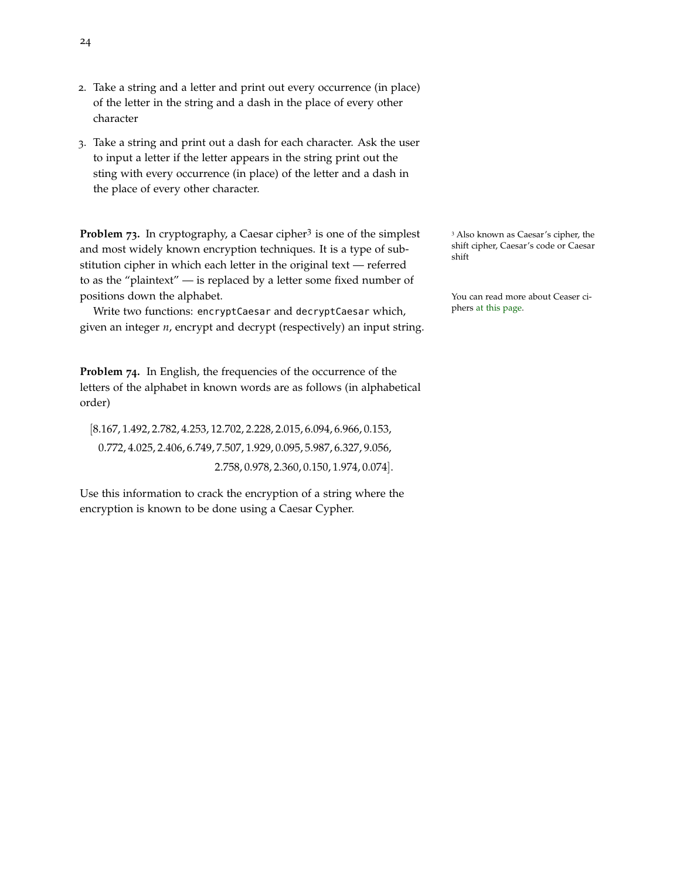2. Take a string and a letter and print out every occurrence (in place) of the letter in the string and a dash in the place of every other character

3. Take a string and print out a dash for each character. Ask the user to input a letter if the letter appears in the string print out the sting with every occurrence (in place) of the letter and a dash in the place of every other character.

**Problem 73.** In cryptography, a Caesar cipher[3] is one of the simplest and most widely known encryption techniques. It is a type of substitution cipher in which each letter in the original text — referred to as the "plaintext" — is replaced by a letter some fixed number of positions down the alphabet.

Write two functions: `encryptCaesar` and `decryptCaesar` which, given an integer $n$, encrypt and decrypt (respectively) an input string.

[3] Also known as Caesar's cipher, the shift cipher, Caesar's code or Caesar shift

You can read more about Ceaser ciphers at this page.

**Problem 74.** In English, the frequencies of the occurrence of the letters of the alphabet in known words are as follows (in alphabetical order)

$$[8.167, 1.492, 2.782, 4.253, 12.702, 2.228, 2.015, 6.094, 6.966, 0.153,$$
$$0.772, 4.025, 2.406, 6.749, 7.507, 1.929, 0.095, 5.987, 6.327, 9.056,$$
$$2.758, 0.978, 2.360, 0.150, 1.974, 0.074].$$

Use this information to crack the encryption of a string where the encryption is known to be done using a Caesar Cypher.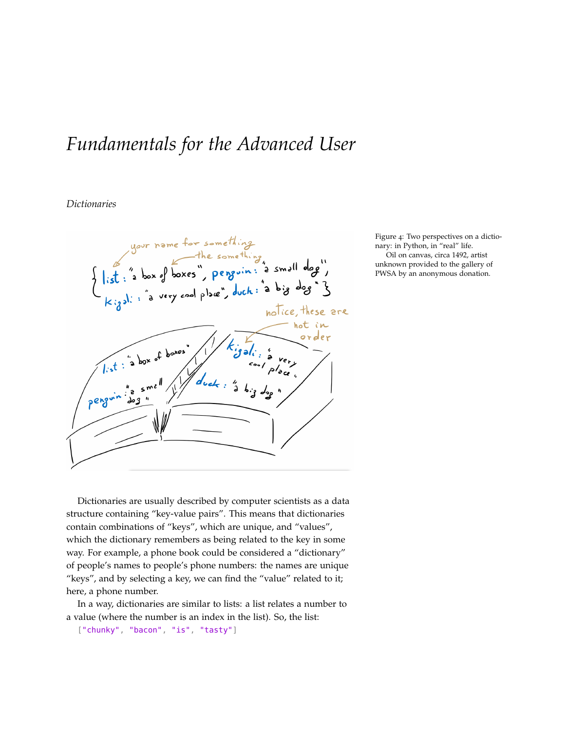# *Fundamentals for the Advanced User*

## *Dictionaries*

Figure 4: Two perspectives on a dictionary: in Python, in "real" life.
Oil on canvas, circa 1492, artist unknown provided to the gallery of PWSA by an anonymous donation.

Dictionaries are usually described by computer scientists as a data structure containing "key-value pairs". This means that dictionaries contain combinations of "keys", which are unique, and "values", which the dictionary remembers as being related to the key in some way. For example, a phone book could be considered a "dictionary" of people's names to people's phone numbers: the names are unique "keys", and by selecting a key, we can find the "value" related to it; here, a phone number.

In a way, dictionaries are similar to lists: a list relates a number to a value (where the number is an index in the list). So, the list:

```
["chunky", "bacon", "is", "tasty"]
```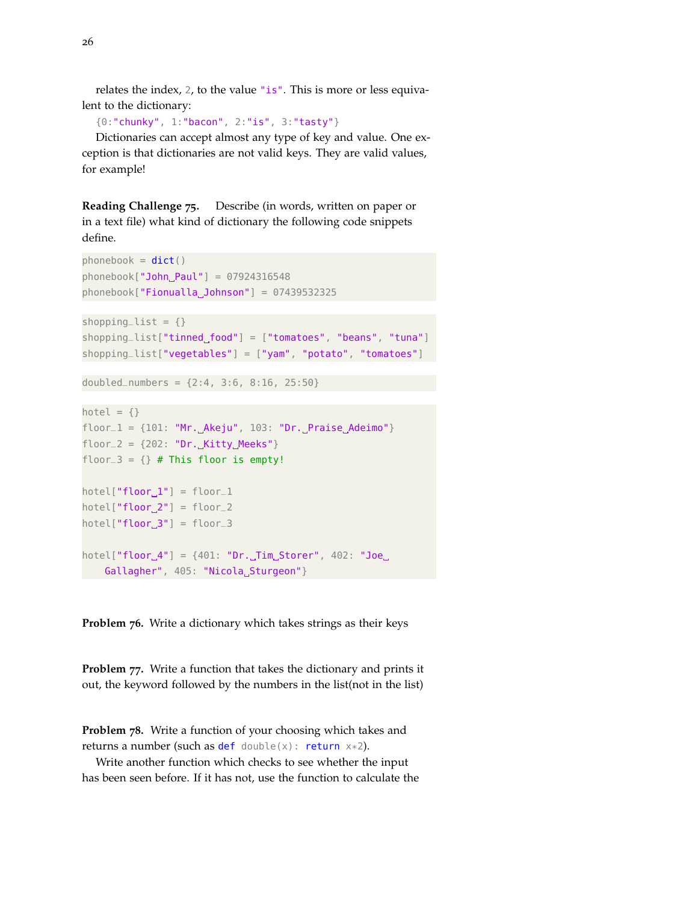relates the index, `2`, to the value `"is"`. This is more or less equivalent to the dictionary:

`{0:"chunky", 1:"bacon", 2:"is", 3:"tasty"}`

Dictionaries can accept almost any type of key and value. One exception is that dictionaries are not valid keys. They are valid values, for example!

**Reading Challenge 75.** Describe (in words, written on paper or in a text file) what kind of dictionary the following code snippets define.

```
phonebook = dict()
phonebook["John Paul"] = 07924316548
phonebook["Fionualla Johnson"] = 07439532325
```

```
shopping_list = {}
shopping_list["tinned food"] = ["tomatoes", "beans", "tuna"]
shopping_list["vegetables"] = ["yam", "potato", "tomatoes"]
```

```
doubled_numbers = {2:4, 3:6, 8:16, 25:50}
```

```
hotel = {}
floor_1 = {101: "Mr. Akeju", 103: "Dr. Praise Adeimo"}
floor_2 = {202: "Dr. Kitty Meeks"}
floor_3 = {} # This floor is empty!

hotel["floor 1"] = floor_1
hotel["floor 2"] = floor_2
hotel["floor 3"] = floor_3

hotel["floor 4"] = {401: "Dr. Tim Storer", 402: "Joe 
    Gallagher", 405: "Nicola Sturgeon"}
```

**Problem 76.** Write a dictionary which takes strings as their keys

**Problem 77.** Write a function that takes the dictionary and prints it out, the keyword followed by the numbers in the list(not in the list)

**Problem 78.** Write a function of your choosing which takes and returns a number (such as `def double(x): return x*2`).

Write another function which checks to see whether the input has been seen before. If it has not, use the function to calculate the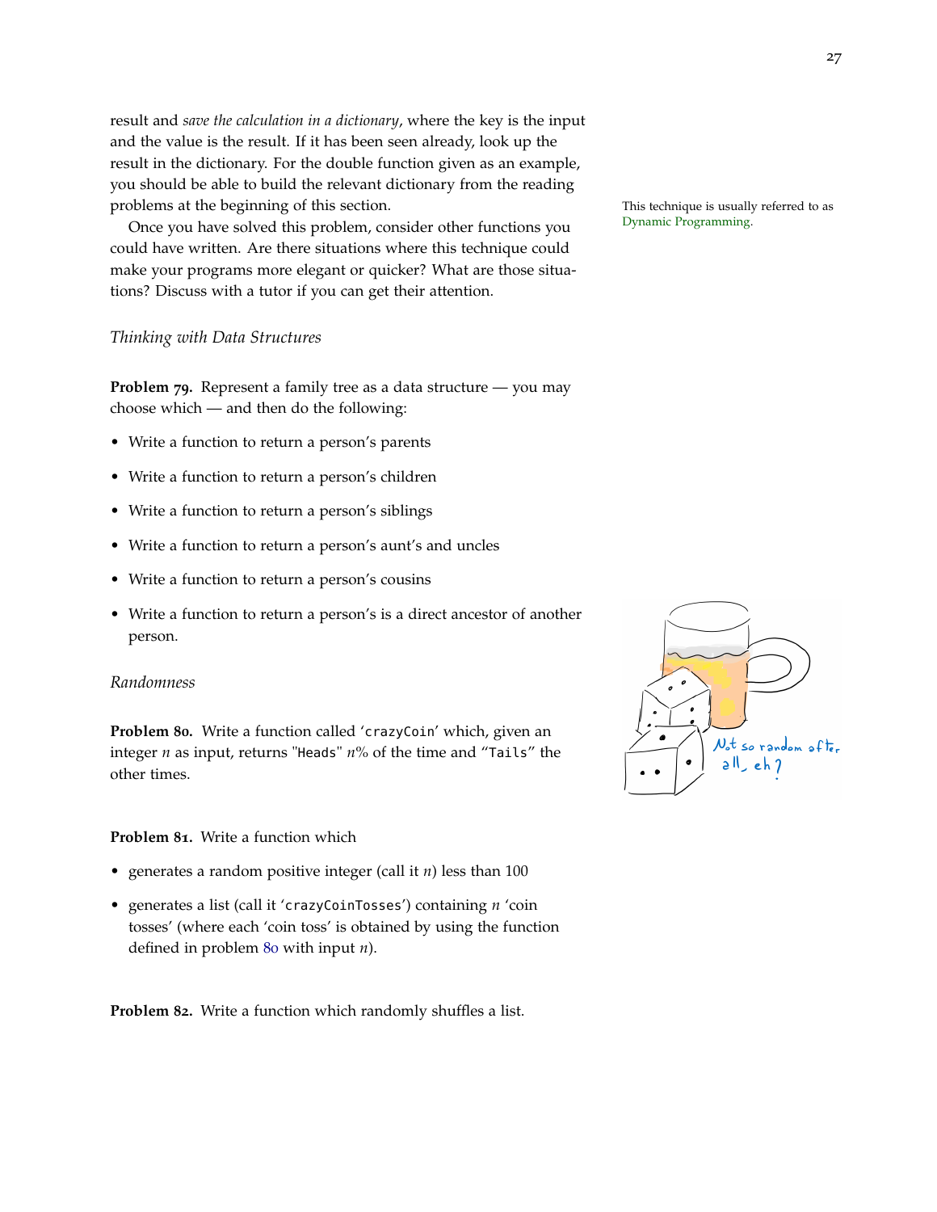result and *save the calculation in a dictionary*, where the key is the input and the value is the result. If it has been seen already, look up the result in the dictionary. For the double function given as an example, you should be able to build the relevant dictionary from the reading problems at the beginning of this section.

This technique is usually referred to as Dynamic Programming.

Once you have solved this problem, consider other functions you could have written. Are there situations where this technique could make your programs more elegant or quicker? What are those situations? Discuss with a tutor if you can get their attention.

### *Thinking with Data Structures*

**Problem 79.** Represent a family tree as a data structure — you may choose which — and then do the following:

- Write a function to return a person's parents
- Write a function to return a person's children
- Write a function to return a person's siblings
- Write a function to return a person's aunt's and uncles
- Write a function to return a person's cousins
- Write a function to return a person's is a direct ancestor of another person.

### *Randomness*

**Problem 80.** Write a function called '`crazyCoin`' which, given an integer $n$ as input, returns "`Heads`" $n$% of the time and "`Tails`" the other times.

**Problem 81.** Write a function which

- generates a random positive integer (call it $n$) less than 100
- generates a list (call it '`crazyCoinTosses`') containing $n$ 'coin tosses' (where each 'coin toss' is obtained by using the function defined in problem 80 with input $n$).

**Problem 82.** Write a function which randomly shuffles a list.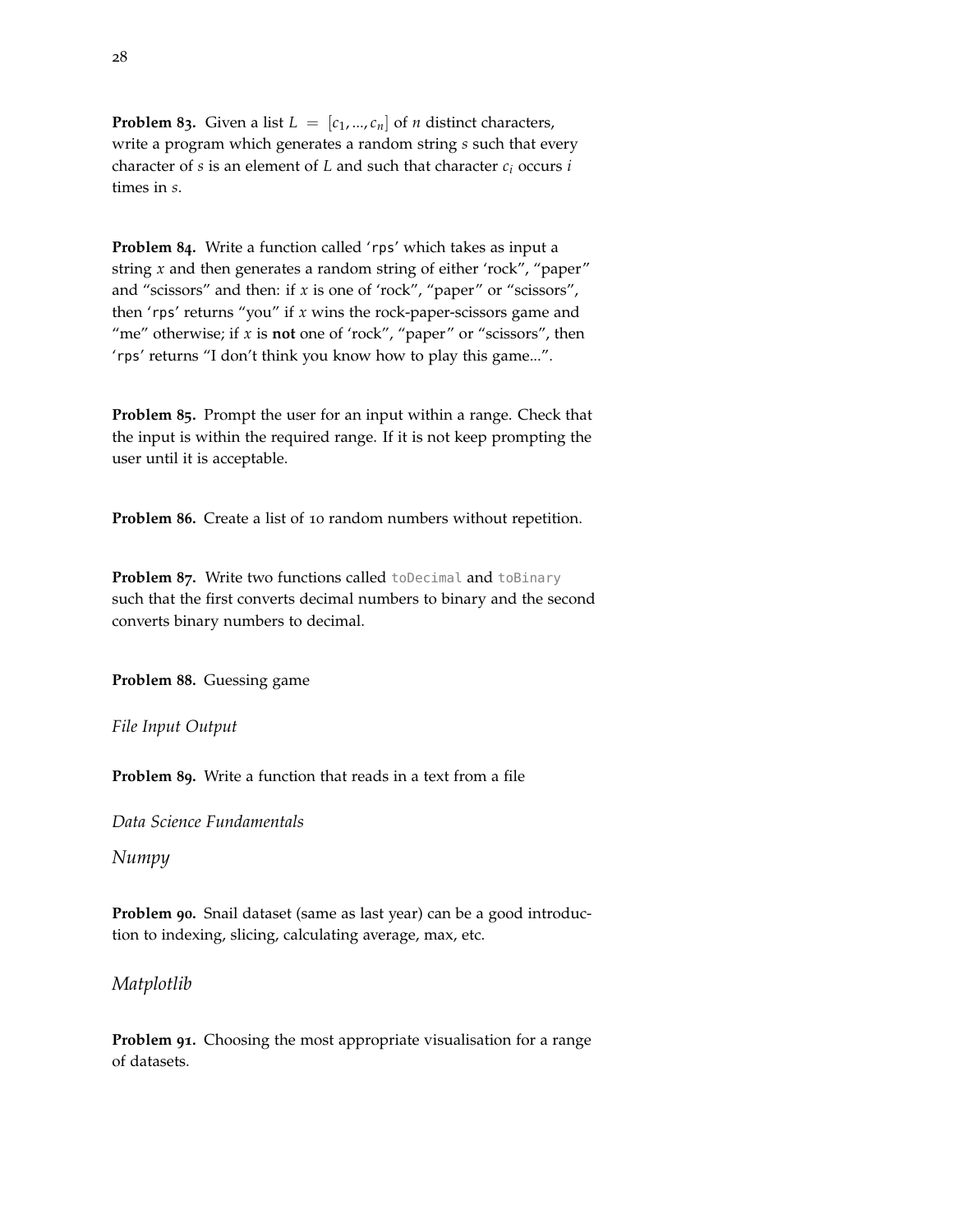**Problem 83.** Given a list $L = [c_1, ..., c_n]$ of $n$ distinct characters, write a program which generates a random string $s$ such that every character of $s$ is an element of $L$ and such that character $c_i$ occurs $i$ times in $s$.

**Problem 84.** Write a function called 'rps' which takes as input a string $x$ and then generates a random string of either 'rock", "paper" and "scissors" and then: if $x$ is one of 'rock", "paper" or "scissors", then 'rps' returns "you" if $x$ wins the rock-paper-scissors game and "me" otherwise; if $x$ is **not** one of 'rock", "paper" or "scissors", then 'rps' returns "I don't think you know how to play this game...".

**Problem 85.** Prompt the user for an input within a range. Check that the input is within the required range. If it is not keep prompting the user until it is acceptable.

**Problem 86.** Create a list of 10 random numbers without repetition.

**Problem 87.** Write two functions called `toDecimal` and `toBinary` such that the first converts decimal numbers to binary and the second converts binary numbers to decimal.

**Problem 88.** Guessing game

*File Input Output*

**Problem 89.** Write a function that reads in a text from a file

*Data Science Fundamentals*

## *Numpy*

**Problem 90.** Snail dataset (same as last year) can be a good introduction to indexing, slicing, calculating average, max, etc.

## *Matplotlib*

**Problem 91.** Choosing the most appropriate visualisation for a range of datasets.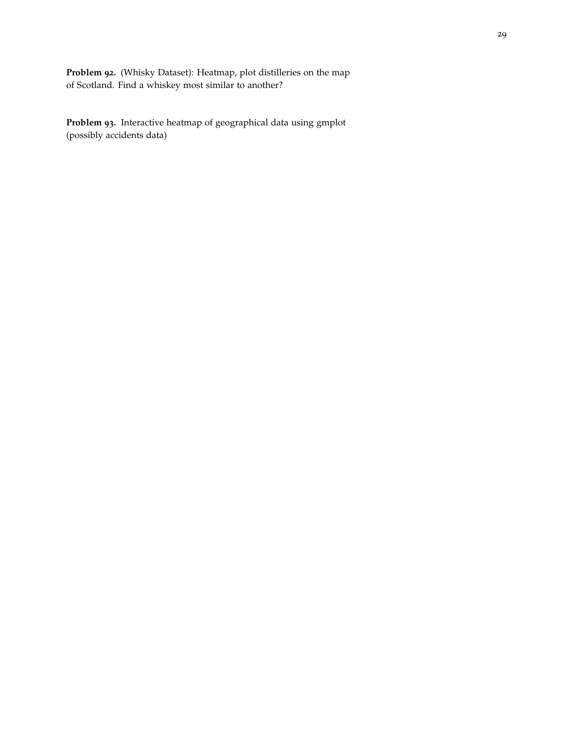**Problem 92.** (Whisky Dataset): Heatmap, plot distilleries on the map of Scotland. Find a whiskey most similar to another?

**Problem 93.** Interactive heatmap of geographical data using gmplot (possibly accidents data)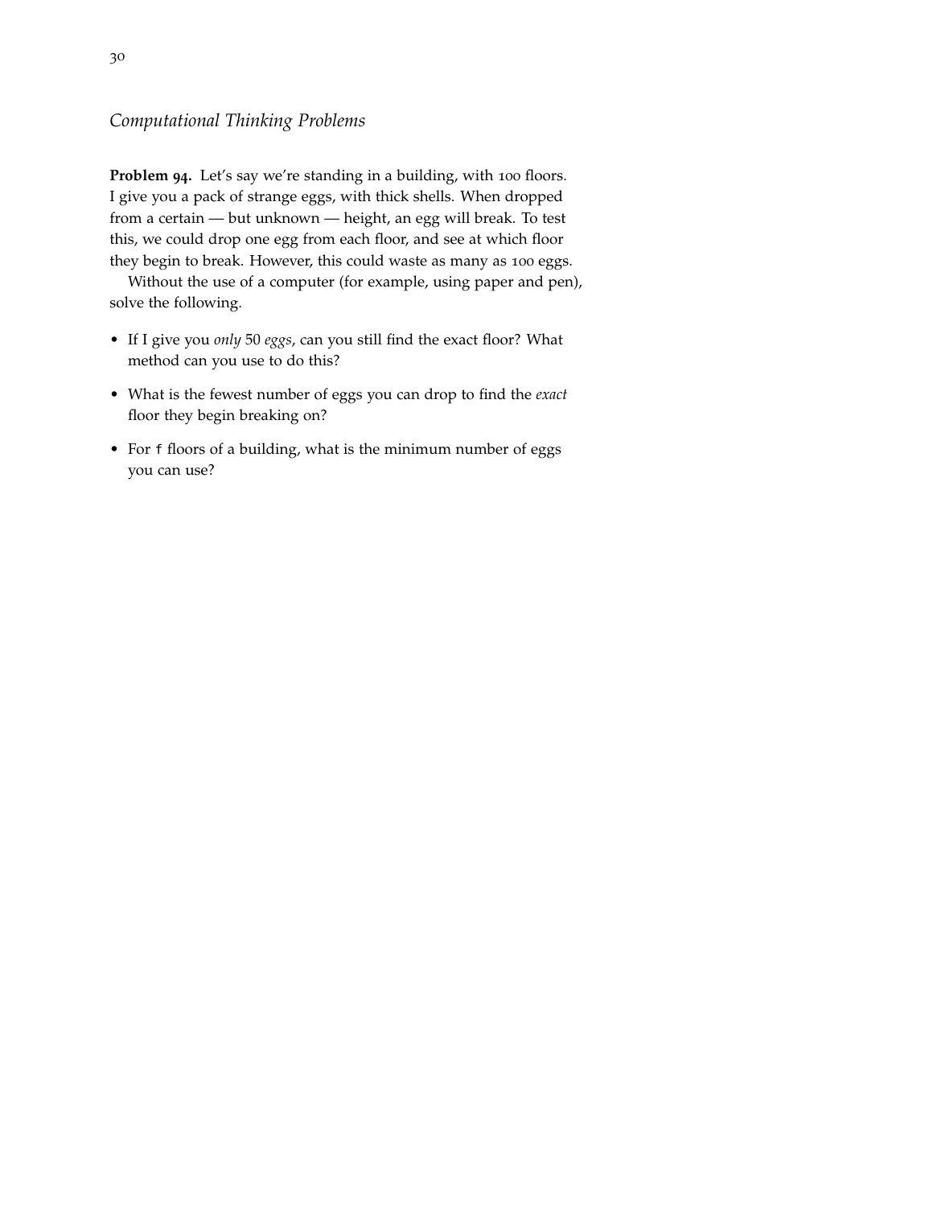*Computational Thinking Problems*

**Problem 94.** Let's say we're standing in a building, with 100 floors. I give you a pack of strange eggs, with thick shells. When dropped from a certain — but unknown — height, an egg will break. To test this, we could drop one egg from each floor, and see at which floor they begin to break. However, this could waste as many as 100 eggs.

Without the use of a computer (for example, using paper and pen), solve the following.

- If I give you *only* 50 *eggs*, can you still find the exact floor? What method can you use to do this?
- What is the fewest number of eggs you can drop to find the *exact* floor they begin breaking on?
- For `f` floors of a building, what is the minimum number of eggs you can use?